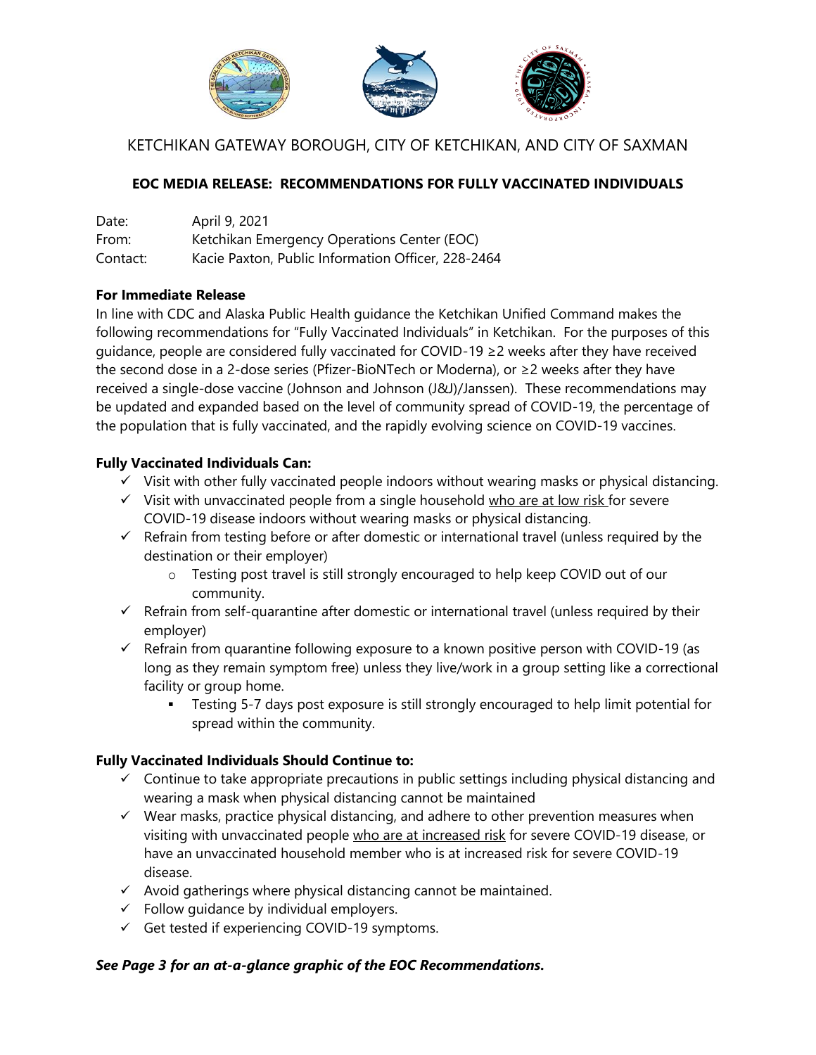KETCHIKAN GATEWAY BOROUGH, CITY OF KETCHIKAN, AND CITY OF SAXMAN

## EOC MEDIA RELEASE: RECOMMENDATIONS FOR FULLY VACCINATED INDIVIDUALS

Date: April 9, 2021
From: Ketchikan Emergency Operations Center (EOC)
Contact: Kacie Paxton, Public Information Officer, 228-2464

**For Immediate Release**

In line with CDC and Alaska Public Health guidance the Ketchikan Unified Command makes the following recommendations for "Fully Vaccinated Individuals" in Ketchikan. For the purposes of this guidance, people are considered fully vaccinated for COVID-19 ≥2 weeks after they have received the second dose in a 2-dose series (Pfizer-BioNTech or Moderna), or ≥2 weeks after they have received a single-dose vaccine (Johnson and Johnson (J&J)/Janssen). These recommendations may be updated and expanded based on the level of community spread of COVID-19, the percentage of the population that is fully vaccinated, and the rapidly evolving science on COVID-19 vaccines.

**Fully Vaccinated Individuals Can:**

- ✓ Visit with other fully vaccinated people indoors without wearing masks or physical distancing.
- ✓ Visit with unvaccinated people from a single household who are at low risk for severe COVID-19 disease indoors without wearing masks or physical distancing.
- ✓ Refrain from testing before or after domestic or international travel (unless required by the destination or their employer)
    - Testing post travel is still strongly encouraged to help keep COVID out of our community.
- ✓ Refrain from self-quarantine after domestic or international travel (unless required by their employer)
- ✓ Refrain from quarantine following exposure to a known positive person with COVID-19 (as long as they remain symptom free) unless they live/work in a group setting like a correctional facility or group home.
    - Testing 5-7 days post exposure is still strongly encouraged to help limit potential for spread within the community.

**Fully Vaccinated Individuals Should Continue to:**

- ✓ Continue to take appropriate precautions in public settings including physical distancing and wearing a mask when physical distancing cannot be maintained
- ✓ Wear masks, practice physical distancing, and adhere to other prevention measures when visiting with unvaccinated people who are at increased risk for severe COVID-19 disease, or have an unvaccinated household member who is at increased risk for severe COVID-19 disease.
- ✓ Avoid gatherings where physical distancing cannot be maintained.
- ✓ Follow guidance by individual employers.
- ✓ Get tested if experiencing COVID-19 symptoms.

***See Page 3 for an at-a-glance graphic of the EOC Recommendations.***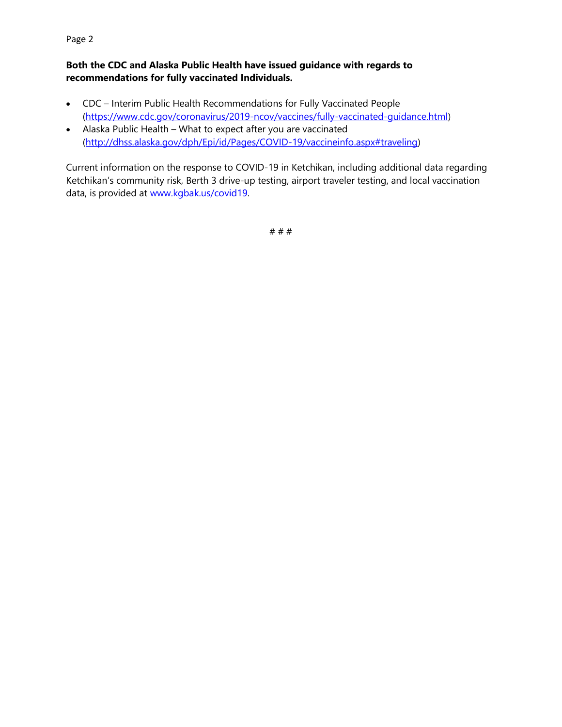**Both the CDC and Alaska Public Health have issued guidance with regards to recommendations for fully vaccinated Individuals.**

- CDC – Interim Public Health Recommendations for Fully Vaccinated People (https://www.cdc.gov/coronavirus/2019-ncov/vaccines/fully-vaccinated-guidance.html)
- Alaska Public Health – What to expect after you are vaccinated (http://dhss.alaska.gov/dph/Epi/id/Pages/COVID-19/vaccineinfo.aspx#traveling)

Current information on the response to COVID-19 in Ketchikan, including additional data regarding Ketchikan's community risk, Berth 3 drive-up testing, airport traveler testing, and local vaccination data, is provided at www.kgbak.us/covid19.

# # #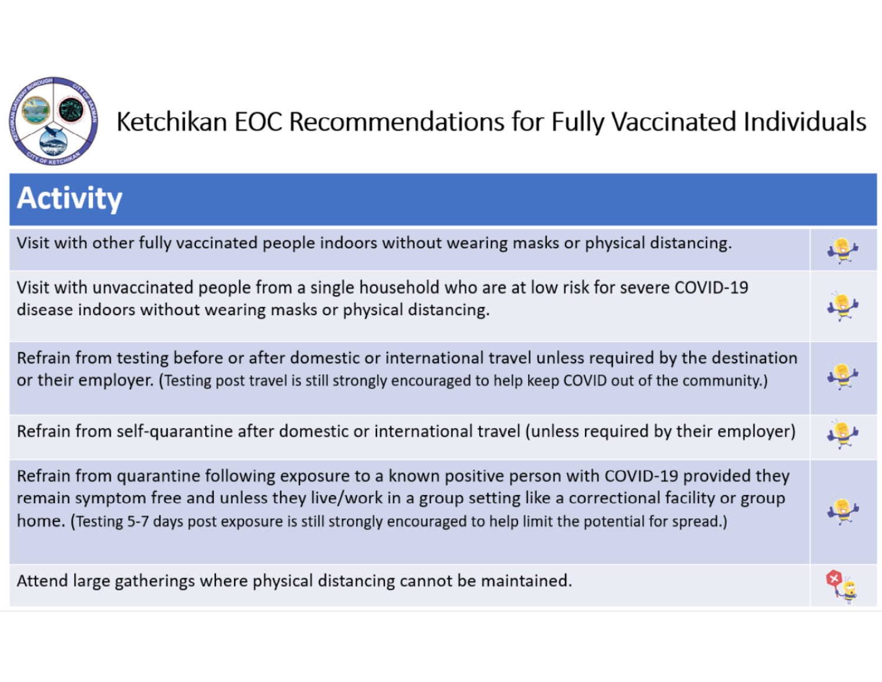# Ketchikan EOC Recommendations for Fully Vaccinated Individuals

| Activity | |
|---|---|
| Visit with other fully vaccinated people indoors without wearing masks or physical distancing. | |
| Visit with unvaccinated people from a single household who are at low risk for severe COVID-19 disease indoors without wearing masks or physical distancing. | |
| Refrain from testing before or after domestic or international travel unless required by the destination or their employer. (Testing post travel is still strongly encouraged to help keep COVID out of the community.) | |
| Refrain from self-quarantine after domestic or international travel (unless required by their employer) | |
| Refrain from quarantine following exposure to a known positive person with COVID-19 provided they remain symptom free and unless they live/work in a group setting like a correctional facility or group home. (Testing 5-7 days post exposure is still strongly encouraged to help limit the potential for spread.) | |
| Attend large gatherings where physical distancing cannot be maintained. | |